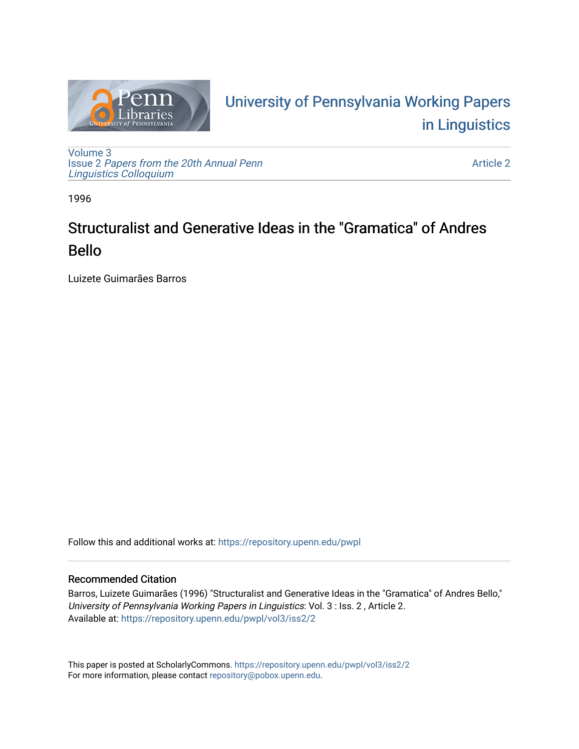# University of Pennsylvania Working Papers in Linguistics

Volume 3
Issue 2 *Papers from the 20th Annual Penn Linguistics Colloquium*

Article 2

1996

## Structuralist and Generative Ideas in the "Gramatica" of Andres Bello

Luizete Guimarães Barros

Follow this and additional works at: https://repository.upenn.edu/pwpl

### Recommended Citation

Barros, Luizete Guimarães (1996) "Structuralist and Generative Ideas in the "Gramatica" of Andres Bello," *University of Pennsylvania Working Papers in Linguistics*: Vol. 3 : Iss. 2 , Article 2.
Available at: https://repository.upenn.edu/pwpl/vol3/iss2/2

This paper is posted at ScholarlyCommons. https://repository.upenn.edu/pwpl/vol3/iss2/2
For more information, please contact repository@pobox.upenn.edu.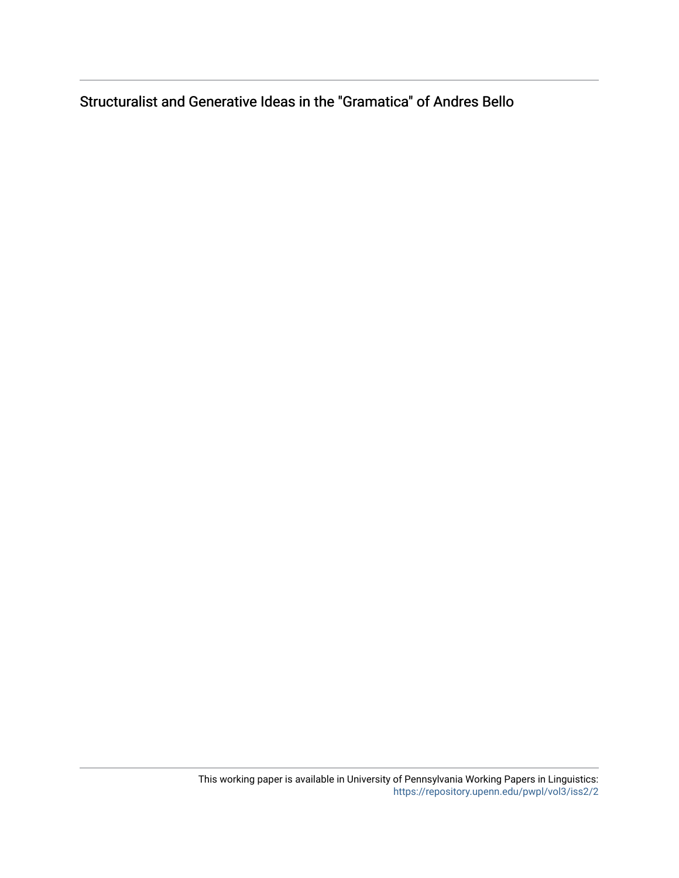Structuralist and Generative Ideas in the "Gramatica" of Andres Bello

This working paper is available in University of Pennsylvania Working Papers in Linguistics: https://repository.upenn.edu/pwpl/vol3/iss2/2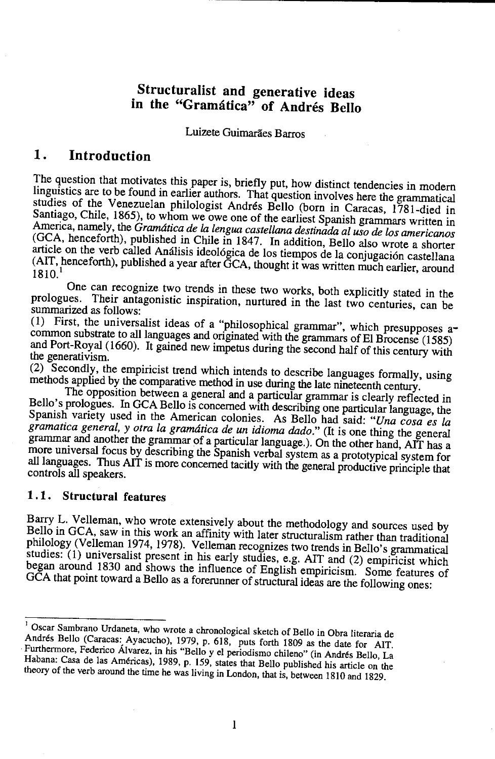# Structuralist and generative ideas in the "Gramática" of Andrés Bello

Luizete Guimarães Barros

## 1. Introduction

The question that motivates this paper is, briefly put, how distinct tendencies in modern linguistics are to be found in earlier authors. That question involves here the grammatical studies of the Venezuelan philologist Andrés Bello (born in Caracas, 1781-died in Santiago, Chile, 1865), to whom we owe one of the earliest Spanish grammars written in America, namely, the *Gramática de la lengua castellana destinada al uso de los americanos* (GCA, henceforth), published in Chile in 1847. In addition, Bello also wrote a shorter article on the verb called Análisis ideológica de los tiempos de la conjugación castellana (AIT, henceforth), published a year after GCA, thought it was written much earlier, around 1810.[1]

One can recognize two trends in these two works, both explicitly stated in the prologues. Their antagonistic inspiration, nurtured in the last two centuries, can be summarized as follows:

(1) First, the universalist ideas of a "philosophical grammar", which presupposes a common substrate to all languages and originated with the grammars of El Brocense (1585) and Port-Royal (1660). It gained new impetus during the second half of this century with the generativism.

(2) Secondly, the empiricist trend which intends to describe languages formally, using methods applied by the comparative method in use during the late nineteenth century.

The opposition between a general and a particular grammar is clearly reflected in Bello's prologues. In GCA Bello is concerned with describing one particular language, the Spanish variety used in the American colonies. As Bello had said: "*Una cosa es la gramatica general, y otra la gramática de un idioma dado.*" (It is one thing the general grammar and another the grammar of a particular language.). On the other hand, AIT has a more universal focus by describing the Spanish verbal system as a prototypical system for all languages. Thus AIT is more concerned tacitly with the general productive principle that controls all speakers.

### 1.1. Structural features

Barry L. Velleman, who wrote extensively about the methodology and sources used by Bello in GCA, saw in this work an affinity with later structuralism rather than traditional philology (Velleman 1974, 1978). Velleman recognizes two trends in Bello's grammatical studies: (1) universalist present in his early studies, e.g. AIT and (2) empiricist which began around 1830 and shows the influence of English empiricism. Some features of GCA that point toward a Bello as a forerunner of structural ideas are the following ones:

---

[1] Oscar Sambrano Urdaneta, who wrote a chronological sketch of Bello in Obra literaria de Andrés Bello (Caracas: Ayacucho), 1979, p. 618, puts forth 1809 as the date for AIT. Furthermore, Federico Álvarez, in his "Bello y el periodismo chileno" (in Andrés Bello, La Habana: Casa de las Américas), 1989, p. 159, states that Bello published his article on the theory of the verb around the time he was living in London, that is, between 1810 and 1829.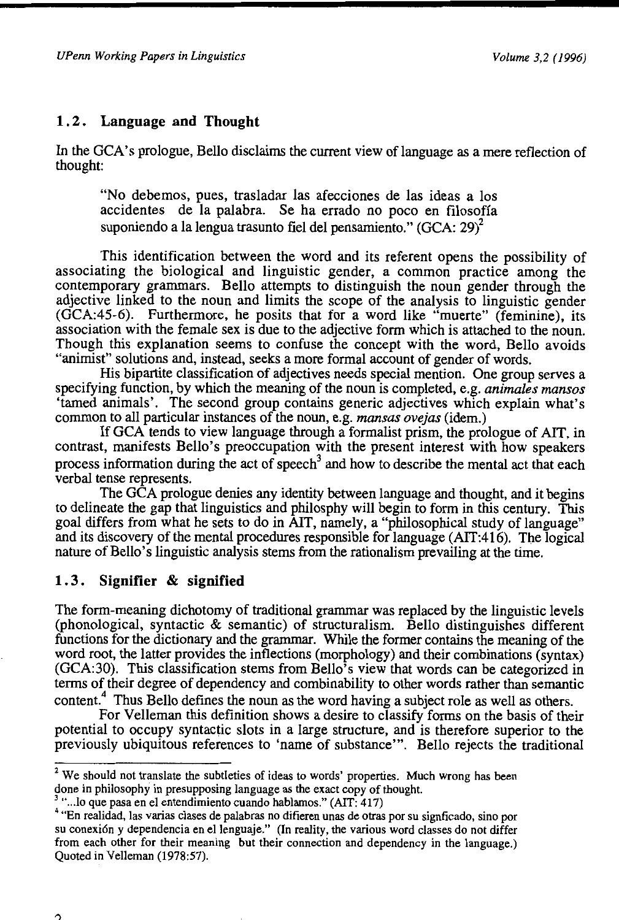## 1.2. Language and Thought

In the GCA's prologue, Bello disclaims the current view of language as a mere reflection of thought:

> "No debemos, pues, trasladar las afecciones de las ideas a los accidentes de la palabra. Se ha errado no poco en filosofía suponiendo a la lengua trasunto fiel del pensamiento." (GCA: 29)[2]

This identification between the word and its referent opens the possibility of associating the biological and linguistic gender, a common practice among the contemporary grammars. Bello attempts to distinguish the noun gender through the adjective linked to the noun and limits the scope of the analysis to linguistic gender (GCA:45-6). Furthermore, he posits that for a word like "muerte" (feminine), its association with the female sex is due to the adjective form which is attached to the noun. Though this explanation seems to confuse the concept with the word, Bello avoids "animist" solutions and, instead, seeks a more formal account of gender of words.

His bipartite classification of adjectives needs special mention. One group serves a specifying function, by which the meaning of the noun is completed, e.g. *animales mansos* 'tamed animals'. The second group contains generic adjectives which explain what's common to all particular instances of the noun, e.g. *mansas ovejas* (idem.)

If GCA tends to view language through a formalist prism, the prologue of AIT, in contrast, manifests Bello's preoccupation with the present interest with how speakers process information during the act of speech[3] and how to describe the mental act that each verbal tense represents.

The GCA prologue denies any identity between language and thought, and it begins to delineate the gap that linguistics and philosphy will begin to form in this century. This goal differs from what he sets to do in AIT, namely, a "philosophical study of language" and its discovery of the mental procedures responsible for language (AIT:416). The logical nature of Bello's linguistic analysis stems from the rationalism prevailing at the time.

## 1.3. Signifier & signified

The form-meaning dichotomy of traditional grammar was replaced by the linguistic levels (phonological, syntactic & semantic) of structuralism. Bello distinguishes different functions for the dictionary and the grammar. While the former contains the meaning of the word root, the latter provides the inflections (morphology) and their combinations (syntax) (GCA:30). This classification stems from Bello's view that words can be categorized in terms of their degree of dependency and combinability to other words rather than semantic content.[4] Thus Bello defines the noun as the word having a subject role as well as others.

For Velleman this definition shows a desire to classify forms on the basis of their potential to occupy syntactic slots in a large structure, and is therefore superior to the previously ubiquitous references to 'name of substance'". Bello rejects the traditional

---

[2] We should not translate the subtleties of ideas to words' properties. Much wrong has been done in philosophy in presupposing language as the exact copy of thought.

[3] "...lo que pasa en el entendimiento cuando hablamos." (AIT: 417)

[4] "En realidad, las varias clases de palabras no difieren unas de otras por su signficado, sino por su conexión y dependencia en el lenguaje." (In reality, the various word classes do not differ from each other for their meaning but their connection and dependency in the language.) Quoted in Velleman (1978:57).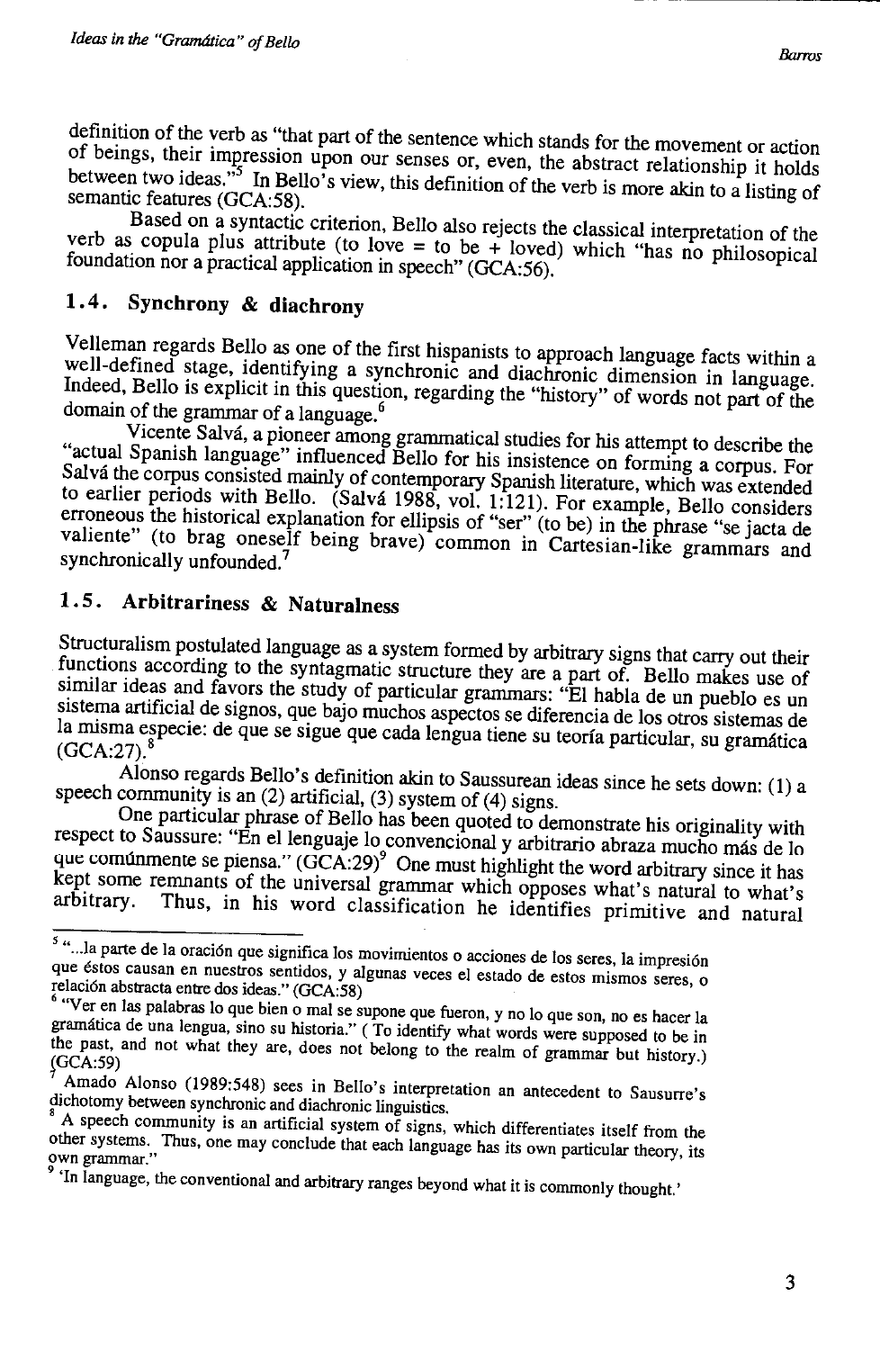definition of the verb as "that part of the sentence which stands for the movement or action of beings, their impression upon our senses or, even, the abstract relationship it holds between two ideas."[5] In Bello's view, this definition of the verb is more akin to a listing of semantic features (GCA:58).

Based on a syntactic criterion, Bello also rejects the classical interpretation of the verb as copula plus attribute (to love = to be + loved) which "has no philosophical foundation nor a practical application in speech" (GCA:56).

## 1.4. Synchrony & diachrony

Velleman regards Bello as one of the first hispanists to approach language facts within a well-defined stage, identifying a synchronic and diachronic dimension in language. Indeed, Bello is explicit in this question, regarding the "history" of words not part of the domain of the grammar of a language.[6]

Vicente Salvá, a pioneer among grammatical studies for his attempt to describe the "actual Spanish language" influenced Bello for his insistence on forming a corpus. For Salvá the corpus consisted mainly of contemporary Spanish literature, which was extended to earlier periods with Bello. (Salvá 1988, vol. 1:121). For example, Bello considers erroneous the historical explanation for ellipsis of "ser" (to be) in the phrase "se jacta de valiente" (to brag oneself being brave) common in Cartesian-like grammars and synchronically unfounded.[7]

## 1.5. Arbitrariness & Naturalness

Structuralism postulated language as a system formed by arbitrary signs that carry out their functions according to the syntagmatic structure they are a part of. Bello makes use of similar ideas and favors the study of particular grammars: "El habla de un pueblo es un sistema artificial de signos, que bajo muchos aspectos se diferencia de los otros sistemas de la misma especie: de que se sigue que cada lengua tiene su teoría particular, su gramática (GCA:27).[8]

Alonso regards Bello's definition akin to Saussurean ideas since he sets down: (1) a speech community is an (2) artificial, (3) system of (4) signs.

One particular phrase of Bello has been quoted to demonstrate his originality with respect to Saussure: "En el lenguaje lo convencional y arbitrario abraza mucho más de lo que comúnmente se piensa." (GCA:29)[9] One must highlight the word arbitrary since it has kept some remnants of the universal grammar which opposes what's natural to what's arbitrary. Thus, in his word classification he identifies primitive and natural

---

[5] "...la parte de la oración que significa los movimientos o acciones de los seres, la impresión que éstos causan en nuestros sentidos, y algunas veces el estado de estos mismos seres, o relación abstracta entre dos ideas." (GCA:58)

[6] "Ver en las palabras lo que bien o mal se supone que fueron, y no lo que son, no es hacer la gramática de una lengua, sino su historia." ( To identify what words were supposed to be in the past, and not what they are, does not belong to the realm of grammar but history.) (GCA:59)

[7] Amado Alonso (1989:548) sees in Bello's interpretation an antecedent to Sausurre's dichotomy between synchronic and diachronic linguistics.

[8] A speech community is an artificial system of signs, which differentiates itself from the other systems. Thus, one may conclude that each language has its own particular theory, its own grammar."

[9] 'In language, the conventional and arbitrary ranges beyond what it is commonly thought.'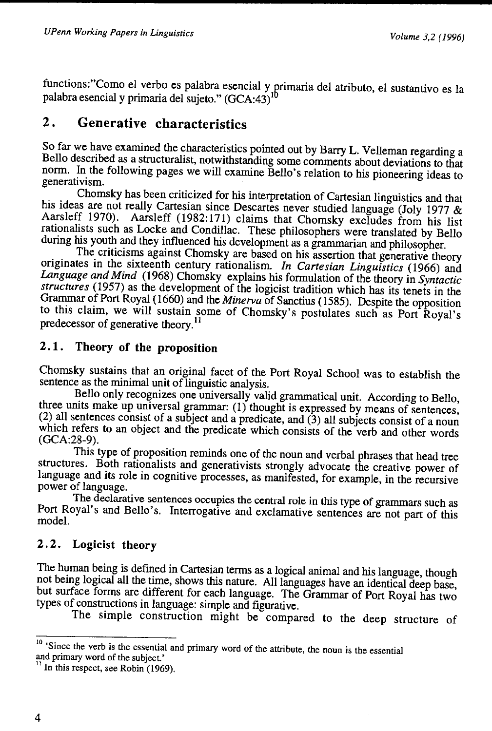functions:"Como el verbo es palabra esencial y primaria del atributo, el sustantivo es la palabra esencial y primaria del sujeto." (GCA:43)[10]

## 2. Generative characteristics

So far we have examined the characteristics pointed out by Barry L. Velleman regarding a Bello described as a structuralist, notwithstanding some comments about deviations to that norm. In the following pages we will examine Bello's relation to his pioneering ideas to generativism.

Chomsky has been criticized for his interpretation of Cartesian linguistics and that his ideas are not really Cartesian since Descartes never studied language (Joly 1977 & Aarsleff 1970). Aarsleff (1982:171) claims that Chomsky excludes from his list rationalists such as Locke and Condillac. These philosophers were translated by Bello during his youth and they influenced his development as a grammarian and philosopher.

The criticisms against Chomsky are based on his assertion that generative theory originates in the sixteenth century rationalism. *In Cartesian Linguistics* (1966) and *Language and Mind* (1968) Chomsky explains his formulation of the theory in *Syntactic structures* (1957) as the development of the logicist tradition which has its tenets in the Grammar of Port Royal (1660) and the *Minerva* of Sanctius (1585). Despite the opposition to this claim, we will sustain some of Chomsky's postulates such as Port Royal's predecessor of generative theory.[11]

### 2.1. Theory of the proposition

Chomsky sustains that an original facet of the Port Royal School was to establish the sentence as the minimal unit of linguistic analysis.

Bello only recognizes one universally valid grammatical unit. According to Bello, three units make up universal grammar: (1) thought is expressed by means of sentences, (2) all sentences consist of a subject and a predicate, and (3) all subjects consist of a noun which refers to an object and the predicate which consists of the verb and other words (GCA:28-9).

This type of proposition reminds one of the noun and verbal phrases that head tree structures. Both rationalists and generativists strongly advocate the creative power of language and its role in cognitive processes, as manifested, for example, in the recursive power of language.

The declarative sentences occupies the central role in this type of grammars such as Port Royal's and Bello's. Interrogative and exclamative sentences are not part of this model.

### 2.2. Logicist theory

The human being is defined in Cartesian terms as a logical animal and his language, though not being logical all the time, shows this nature. All languages have an identical deep base, but surface forms are different for each language. The Grammar of Port Royal has two types of constructions in language: simple and figurative.

The simple construction might be compared to the deep structure of

---

[10] 'Since the verb is the essential and primary word of the attribute, the noun is the essential and primary word of the subject.'

[11] In this respect, see Robin (1969).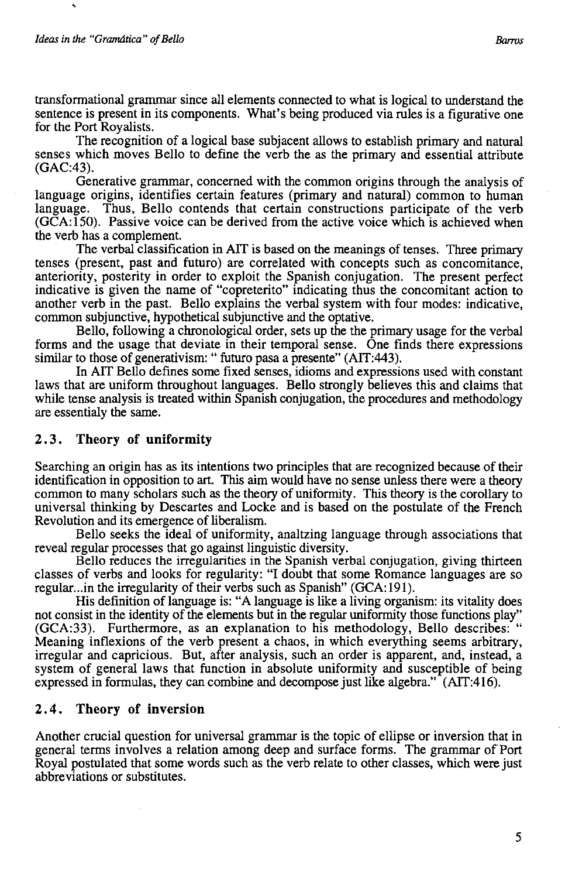transformational grammar since all elements connected to what is logical to understand the sentence is present in its components. What's being produced via rules is a figurative one for the Port Royalists.

The recognition of a logical base subjacent allows to establish primary and natural senses which moves Bello to define the verb the as the primary and essential attribute (GAC:43).

Generative grammar, concerned with the common origins through the analysis of language origins, identifies certain features (primary and natural) common to human language. Thus, Bello contends that certain constructions participate of the verb (GCA:150). Passive voice can be derived from the active voice which is achieved when the verb has a complement.

The verbal classification in AIT is based on the meanings of tenses. Three primary tenses (present, past and futuro) are correlated with concepts such as concomitance, anteriority, posterity in order to exploit the Spanish conjugation. The present perfect indicative is given the name of "copreterito" indicating thus the concomitant action to another verb in the past. Bello explains the verbal system with four modes: indicative, common subjunctive, hypothetical subjunctive and the optative.

Bello, following a chronological order, sets up the the primary usage for the verbal forms and the usage that deviate in their temporal sense. One finds there expressions similar to those of generativism: " futuro pasa a presente" (AIT:443).

In AIT Bello defines some fixed senses, idioms and expressions used with constant laws that are uniform throughout languages. Bello strongly believes this and claims that while tense analysis is treated within Spanish conjugation, the procedures and methodology are essentialy the same.

## 2.3. Theory of uniformity

Searching an origin has as its intentions two principles that are recognized because of their identification in opposition to art. This aim would have no sense unless there were a theory common to many scholars such as the theory of uniformity. This theory is the corollary to universal thinking by Descartes and Locke and is based on the postulate of the French Revolution and its emergence of liberalism.

Bello seeks the ideal of uniformity, analtzing language through associations that reveal regular processes that go against linguistic diversity.

Bello reduces the irregularities in the Spanish verbal conjugation, giving thirteen classes of verbs and looks for regularity: "I doubt that some Romance languages are so regular...in the irregularity of their verbs such as Spanish" (GCA:191).

His definition of language is: "A language is like a living organism: its vitality does not consist in the identity of the elements but in the regular uniformity those functions play" (GCA:33). Furthermore, as an explanation to his methodology, Bello describes: " Meaning inflexions of the verb present a chaos, in which everything seems arbitrary, irregular and capricious. But, after analysis, such an order is apparent, and, instead, a system of general laws that function in absolute uniformity and susceptible of being expressed in formulas, they can combine and decompose just like algebra." (AIT:416).

## 2.4. Theory of inversion

Another crucial question for universal grammar is the topic of ellipse or inversion that in general terms involves a relation among deep and surface forms. The grammar of Port Royal postulated that some words such as the verb relate to other classes, which were just abbreviations or substitutes.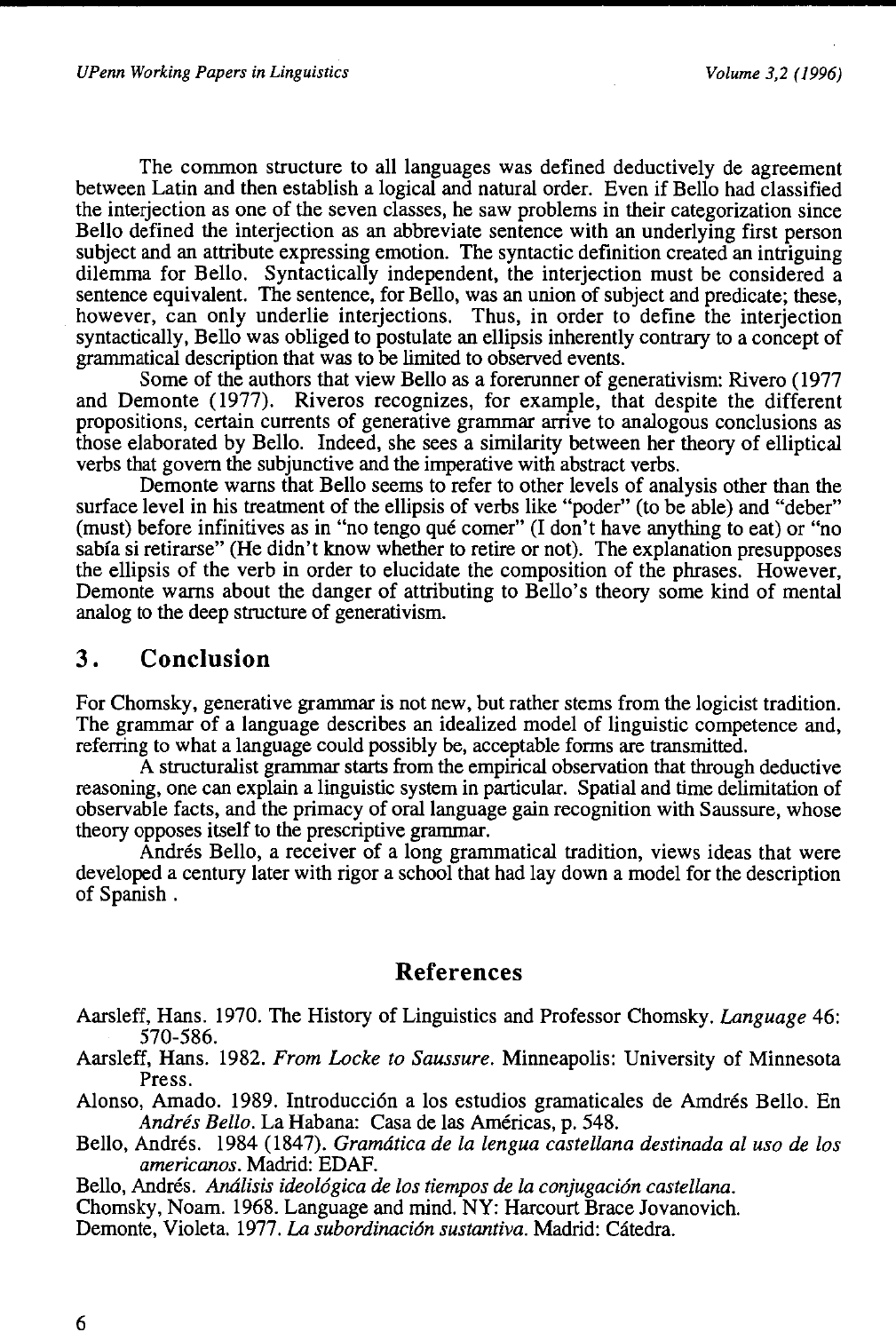The common structure to all languages was defined deductively de agreement between Latin and then establish a logical and natural order. Even if Bello had classified the interjection as one of the seven classes, he saw problems in their categorization since Bello defined the interjection as an abbreviate sentence with an underlying first person subject and an attribute expressing emotion. The syntactic definition created an intriguing dilemma for Bello. Syntactically independent, the interjection must be considered a sentence equivalent. The sentence, for Bello, was an union of subject and predicate; these, however, can only underlie interjections. Thus, in order to define the interjection syntactically, Bello was obliged to postulate an ellipsis inherently contrary to a concept of grammatical description that was to be limited to observed events.

Some of the authors that view Bello as a forerunner of generativism: Rivero (1977 and Demonte (1977). Riveros recognizes, for example, that despite the different propositions, certain currents of generative grammar arrive to analogous conclusions as those elaborated by Bello. Indeed, she sees a similarity between her theory of elliptical verbs that govern the subjunctive and the imperative with abstract verbs.

Demonte warns that Bello seems to refer to other levels of analysis other than the surface level in his treatment of the ellipsis of verbs like "poder" (to be able) and "deber" (must) before infinitives as in "no tengo qué comer" (I don't have anything to eat) or "no sabía si retirarse" (He didn't know whether to retire or not). The explanation presupposes the ellipsis of the verb in order to elucidate the composition of the phrases. However, Demonte warns about the danger of attributing to Bello's theory some kind of mental analog to the deep structure of generativism.

## 3. Conclusion

For Chomsky, generative grammar is not new, but rather stems from the logicist tradition. The grammar of a language describes an idealized model of linguistic competence and, referring to what a language could possibly be, acceptable forms are transmitted.

A structuralist grammar starts from the empirical observation that through deductive reasoning, one can explain a linguistic system in particular. Spatial and time delimitation of observable facts, and the primacy of oral language gain recognition with Saussure, whose theory opposes itself to the prescriptive grammar.

Andrés Bello, a receiver of a long grammatical tradition, views ideas that were developed a century later with rigor a school that had lay down a model for the description of Spanish .

## References

Aarsleff, Hans. 1970. The History of Linguistics and Professor Chomsky. *Language* 46: 570-586.

Aarsleff, Hans. 1982. *From Locke to Saussure*. Minneapolis: University of Minnesota Press.

Alonso, Amado. 1989. Introducción a los estudios gramaticales de Amdrés Bello. En *Andrés Bello*. La Habana: Casa de las Américas, p. 548.

Bello, Andrés. 1984 (1847). *Gramática de la lengua castellana destinada al uso de los americanos*. Madrid: EDAF.

Bello, Andrés. *Análisis ideológica de los tiempos de la conjugación castellana*.

Chomsky, Noam. 1968. Language and mind. NY: Harcourt Brace Jovanovich.

Demonte, Violeta. 1977. *La subordinación sustantiva*. Madrid: Cátedra.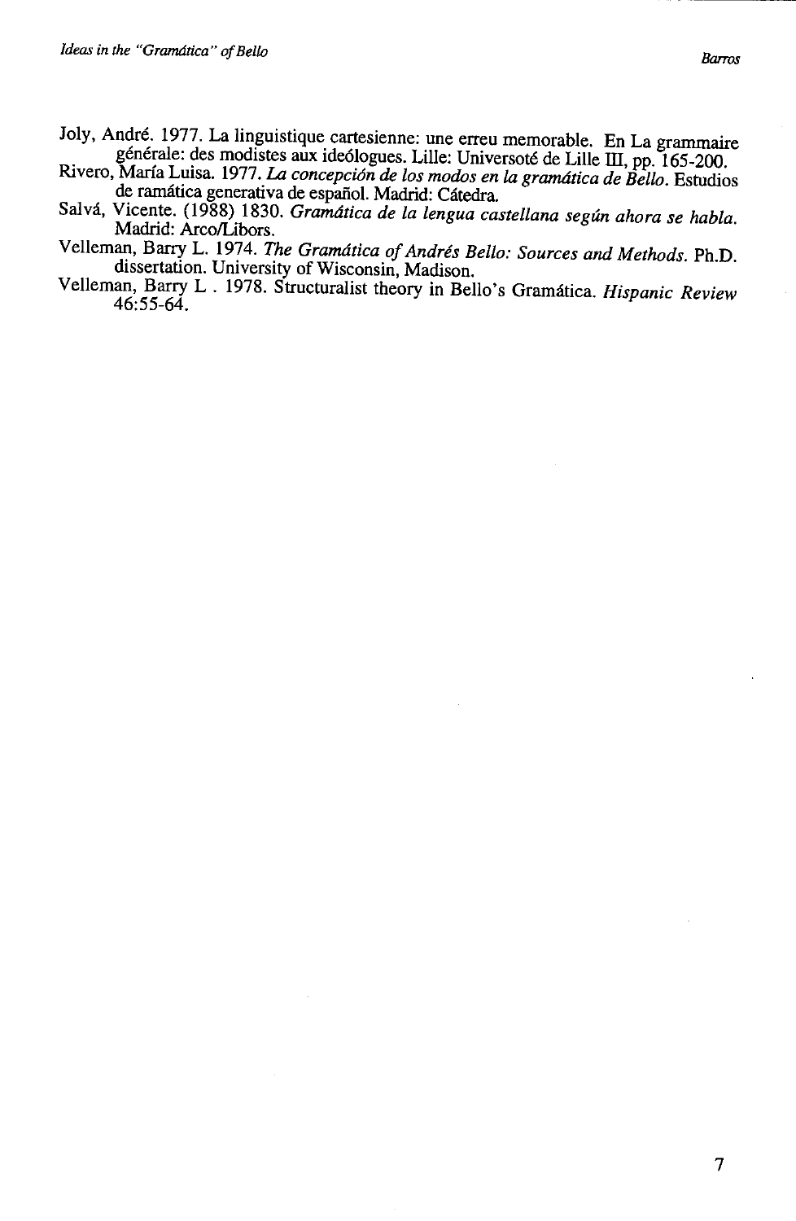Joly, André. 1977. La linguistique cartesienne: une erreu memorable. En La grammaire générale: des modistes aux ideólogues. Lille: Universoté de Lille III, pp. 165-200.

Rivero, María Luisa. 1977. *La concepción de los modos en la gramática de Bello*. Estudios de ramática generativa de español. Madrid: Cátedra.

Salvá, Vicente. (1988) 1830. *Gramática de la lengua castellana según ahora se habla*. Madrid: Arco/Libors.

Velleman, Barry L. 1974. *The Gramática of Andrés Bello: Sources and Methods*. Ph.D. dissertation. University of Wisconsin, Madison.

Velleman, Barry L . 1978. Structuralist theory in Bello's Gramática. *Hispanic Review* 46:55-64.